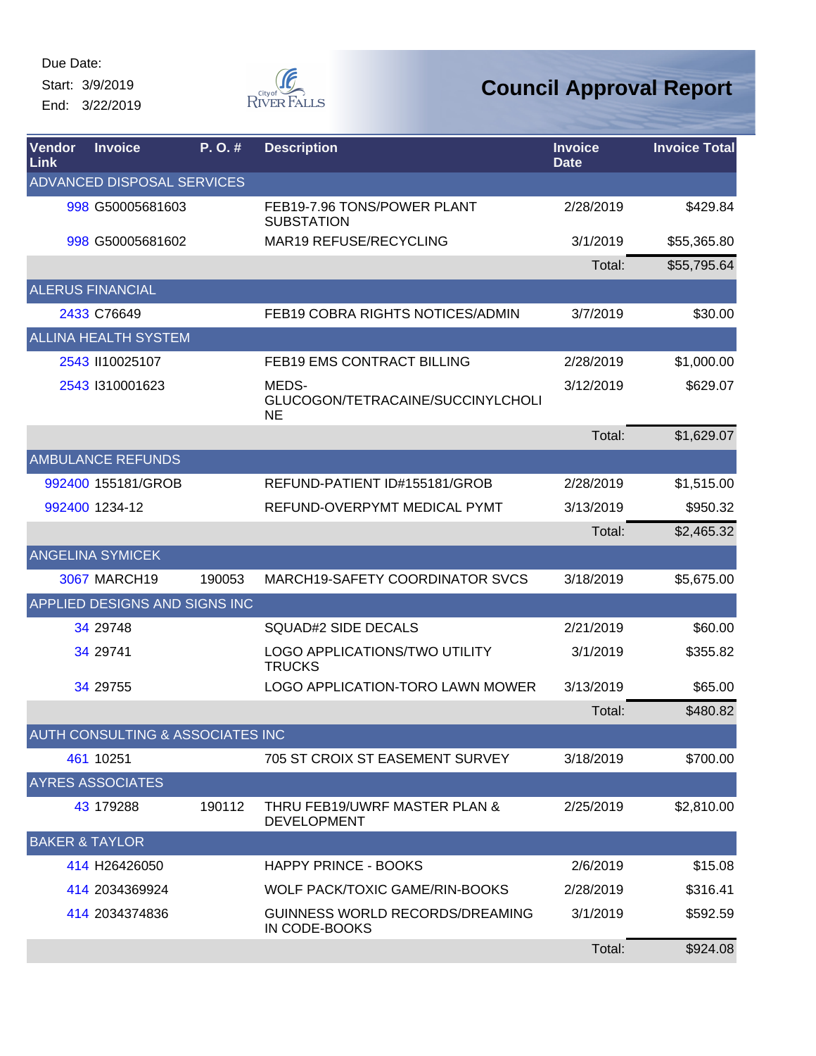Due Date:

Start: 3/9/2019

End: 3/22/2019

# Council Approval Report

| Vendor Link | Invoice | P. O. # | Description | Invoice Date | Invoice Total |
|---|---|---|---|---|---|
| ADVANCED DISPOSAL SERVICES | | | | | |
| 998 | G50005681603 | | FEB19-7.96 TONS/POWER PLANT SUBSTATION | 2/28/2019 | $429.84 |
| 998 | G50005681602 | | MAR19 REFUSE/RECYCLING | 3/1/2019 | $55,365.80 |
| | | | | Total: | $55,795.64 |
| ALERUS FINANCIAL | | | | | |
| 2433 | C76649 | | FEB19 COBRA RIGHTS NOTICES/ADMIN | 3/7/2019 | $30.00 |
| ALLINA HEALTH SYSTEM | | | | | |
| 2543 | II10025107 | | FEB19 EMS CONTRACT BILLING | 2/28/2019 | $1,000.00 |
| 2543 | I310001623 | | MEDS-GLUCOGON/TETRACAINE/SUCCINYLCHOLINE | 3/12/2019 | $629.07 |
| | | | | Total: | $1,629.07 |
| AMBULANCE REFUNDS | | | | | |
| 992400 | 155181/GROB | | REFUND-PATIENT ID#155181/GROB | 2/28/2019 | $1,515.00 |
| 992400 | 1234-12 | | REFUND-OVERPYMT MEDICAL PYMT | 3/13/2019 | $950.32 |
| | | | | Total: | $2,465.32 |
| ANGELINA SYMICEK | | | | | |
| 3067 | MARCH19 | 190053 | MARCH19-SAFETY COORDINATOR SVCS | 3/18/2019 | $5,675.00 |
| APPLIED DESIGNS AND SIGNS INC | | | | | |
| 34 | 29748 | | SQUAD#2 SIDE DECALS | 2/21/2019 | $60.00 |
| 34 | 29741 | | LOGO APPLICATIONS/TWO UTILITY TRUCKS | 3/1/2019 | $355.82 |
| 34 | 29755 | | LOGO APPLICATION-TORO LAWN MOWER | 3/13/2019 | $65.00 |
| | | | | Total: | $480.82 |
| AUTH CONSULTING & ASSOCIATES INC | | | | | |
| 461 | 10251 | | 705 ST CROIX ST EASEMENT SURVEY | 3/18/2019 | $700.00 |
| AYRES ASSOCIATES | | | | | |
| 43 | 179288 | 190112 | THRU FEB19/UWRF MASTER PLAN & DEVELOPMENT | 2/25/2019 | $2,810.00 |
| BAKER & TAYLOR | | | | | |
| 414 | H26426050 | | HAPPY PRINCE - BOOKS | 2/6/2019 | $15.08 |
| 414 | 2034369924 | | WOLF PACK/TOXIC GAME/RIN-BOOKS | 2/28/2019 | $316.41 |
| 414 | 2034374836 | | GUINNESS WORLD RECORDS/DREAMING IN CODE-BOOKS | 3/1/2019 | $592.59 |
| | | | | Total: | $924.08 |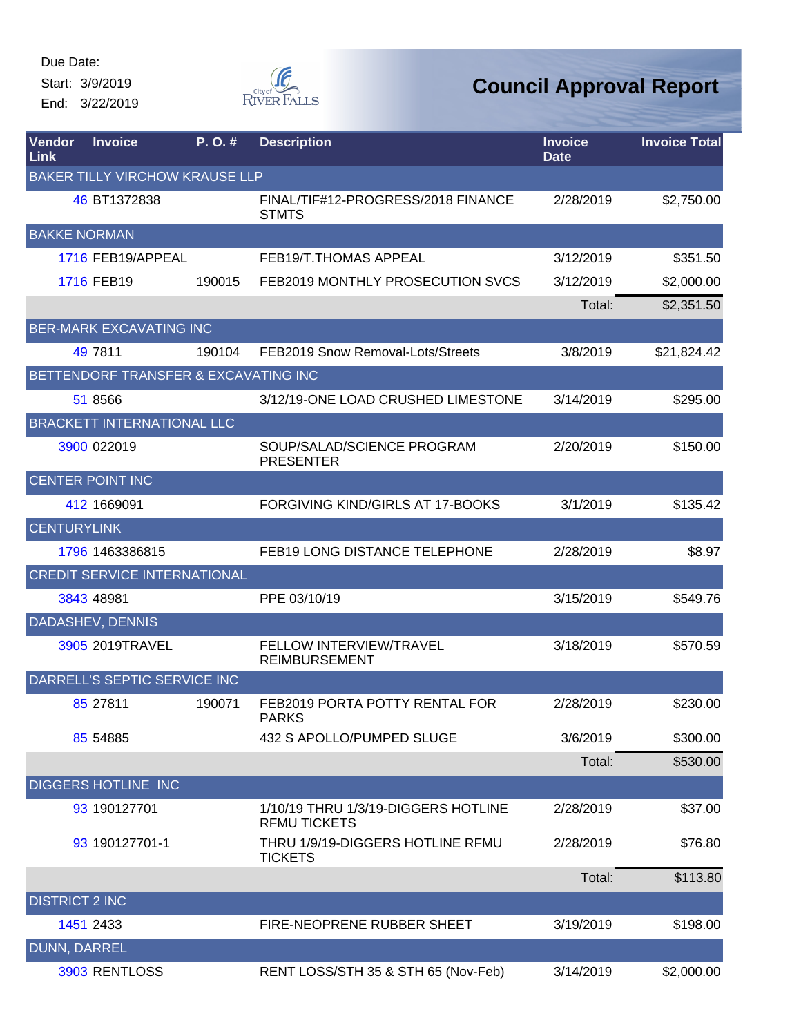Due Date:

Start: 3/9/2019

End: 3/22/2019

City of River Falls

# Council Approval Report

| Vendor Link | Invoice | P. O. # | Description | Invoice Date | Invoice Total |
|---|---|---|---|---|---|
| BAKER TILLY VIRCHOW KRAUSE LLP | | | | | |
| 46 | BT1372838 | | FINAL/TIF#12-PROGRESS/2018 FINANCE STMTS | 2/28/2019 | $2,750.00 |
| BAKKE NORMAN | | | | | |
| 1716 | FEB19/APPEAL | | FEB19/T.THOMAS APPEAL | 3/12/2019 | $351.50 |
| 1716 | FEB19 | 190015 | FEB2019 MONTHLY PROSECUTION SVCS | 3/12/2019 | $2,000.00 |
| | | | | Total: | $2,351.50 |
| BER-MARK EXCAVATING INC | | | | | |
| 49 | 7811 | 190104 | FEB2019 Snow Removal-Lots/Streets | 3/8/2019 | $21,824.42 |
| BETTENDORF TRANSFER & EXCAVATING INC | | | | | |
| 51 | 8566 | | 3/12/19-ONE LOAD CRUSHED LIMESTONE | 3/14/2019 | $295.00 |
| BRACKETT INTERNATIONAL LLC | | | | | |
| 3900 | 022019 | | SOUP/SALAD/SCIENCE PROGRAM PRESENTER | 2/20/2019 | $150.00 |
| CENTER POINT INC | | | | | |
| 412 | 1669091 | | FORGIVING KIND/GIRLS AT 17-BOOKS | 3/1/2019 | $135.42 |
| CENTURYLINK | | | | | |
| 1796 | 1463386815 | | FEB19 LONG DISTANCE TELEPHONE | 2/28/2019 | $8.97 |
| CREDIT SERVICE INTERNATIONAL | | | | | |
| 3843 | 48981 | | PPE 03/10/19 | 3/15/2019 | $549.76 |
| DADASHEV, DENNIS | | | | | |
| 3905 | 2019TRAVEL | | FELLOW INTERVIEW/TRAVEL REIMBURSEMENT | 3/18/2019 | $570.59 |
| DARRELL'S SEPTIC SERVICE INC | | | | | |
| 85 | 27811 | 190071 | FEB2019 PORTA POTTY RENTAL FOR PARKS | 2/28/2019 | $230.00 |
| 85 | 54885 | | 432 S APOLLO/PUMPED SLUGE | 3/6/2019 | $300.00 |
| | | | | Total: | $530.00 |
| DIGGERS HOTLINE INC | | | | | |
| 93 | 190127701 | | 1/10/19 THRU 1/3/19-DIGGERS HOTLINE RFMU TICKETS | 2/28/2019 | $37.00 |
| 93 | 190127701-1 | | THRU 1/9/19-DIGGERS HOTLINE RFMU TICKETS | 2/28/2019 | $76.80 |
| | | | | Total: | $113.80 |
| DISTRICT 2 INC | | | | | |
| 1451 | 2433 | | FIRE-NEOPRENE RUBBER SHEET | 3/19/2019 | $198.00 |
| DUNN, DARREL | | | | | |
| 3903 | RENTLOSS | | RENT LOSS/STH 35 & STH 65 (Nov-Feb) | 3/14/2019 | $2,000.00 |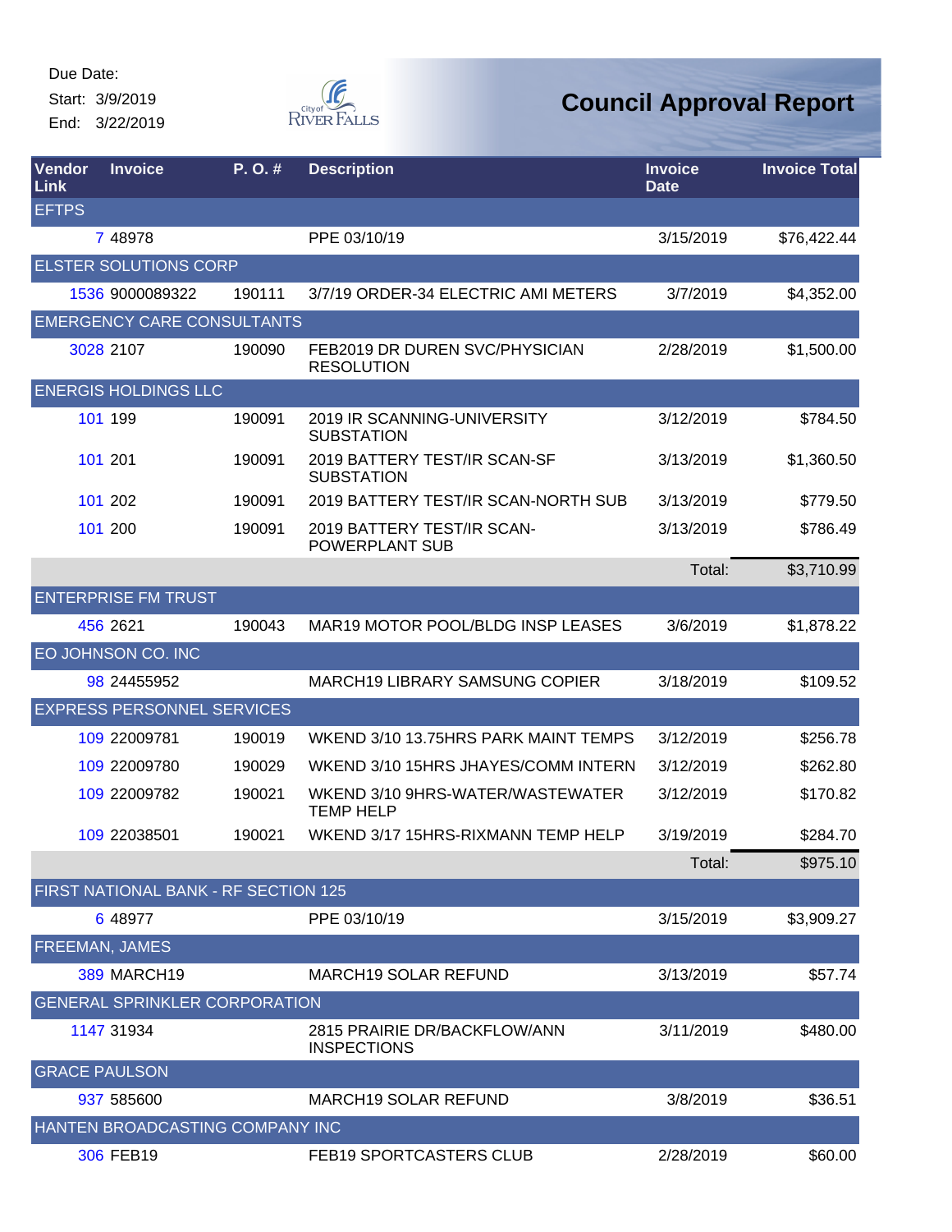Due Date:

Start: 3/9/2019

End: 3/22/2019

# Council Approval Report

| Vendor Link | Invoice | P. O. # | Description | Invoice Date | Invoice Total |
|---|---|---|---|---|---|
| EFTPS | | | | | |
| 7 | 48978 | | PPE 03/10/19 | 3/15/2019 | $76,422.44 |
| ELSTER SOLUTIONS CORP | | | | | |
| 1536 | 9000089322 | 190111 | 3/7/19 ORDER-34 ELECTRIC AMI METERS | 3/7/2019 | $4,352.00 |
| EMERGENCY CARE CONSULTANTS | | | | | |
| 3028 | 2107 | 190090 | FEB2019 DR DUREN SVC/PHYSICIAN RESOLUTION | 2/28/2019 | $1,500.00 |
| ENERGIS HOLDINGS LLC | | | | | |
| 101 | 199 | 190091 | 2019 IR SCANNING-UNIVERSITY SUBSTATION | 3/12/2019 | $784.50 |
| 101 | 201 | 190091 | 2019 BATTERY TEST/IR SCAN-SF SUBSTATION | 3/13/2019 | $1,360.50 |
| 101 | 202 | 190091 | 2019 BATTERY TEST/IR SCAN-NORTH SUB | 3/13/2019 | $779.50 |
| 101 | 200 | 190091 | 2019 BATTERY TEST/IR SCAN-POWERPLANT SUB | 3/13/2019 | $786.49 |
| | | | | Total: | $3,710.99 |
| ENTERPRISE FM TRUST | | | | | |
| 456 | 2621 | 190043 | MAR19 MOTOR POOL/BLDG INSP LEASES | 3/6/2019 | $1,878.22 |
| EO JOHNSON CO. INC | | | | | |
| 98 | 24455952 | | MARCH19 LIBRARY SAMSUNG COPIER | 3/18/2019 | $109.52 |
| EXPRESS PERSONNEL SERVICES | | | | | |
| 109 | 22009781 | 190019 | WKEND 3/10 13.75HRS PARK MAINT TEMPS | 3/12/2019 | $256.78 |
| 109 | 22009780 | 190029 | WKEND 3/10 15HRS JHAYES/COMM INTERN | 3/12/2019 | $262.80 |
| 109 | 22009782 | 190021 | WKEND 3/10 9HRS-WATER/WASTEWATER TEMP HELP | 3/12/2019 | $170.82 |
| 109 | 22038501 | 190021 | WKEND 3/17 15HRS-RIXMANN TEMP HELP | 3/19/2019 | $284.70 |
| | | | | Total: | $975.10 |
| FIRST NATIONAL BANK - RF SECTION 125 | | | | | |
| 6 | 48977 | | PPE 03/10/19 | 3/15/2019 | $3,909.27 |
| FREEMAN, JAMES | | | | | |
| 389 | MARCH19 | | MARCH19 SOLAR REFUND | 3/13/2019 | $57.74 |
| GENERAL SPRINKLER CORPORATION | | | | | |
| 1147 | 31934 | | 2815 PRAIRIE DR/BACKFLOW/ANN INSPECTIONS | 3/11/2019 | $480.00 |
| GRACE PAULSON | | | | | |
| 937 | 585600 | | MARCH19 SOLAR REFUND | 3/8/2019 | $36.51 |
| HANTEN BROADCASTING COMPANY INC | | | | | |
| 306 | FEB19 | | FEB19 SPORTCASTERS CLUB | 2/28/2019 | $60.00 |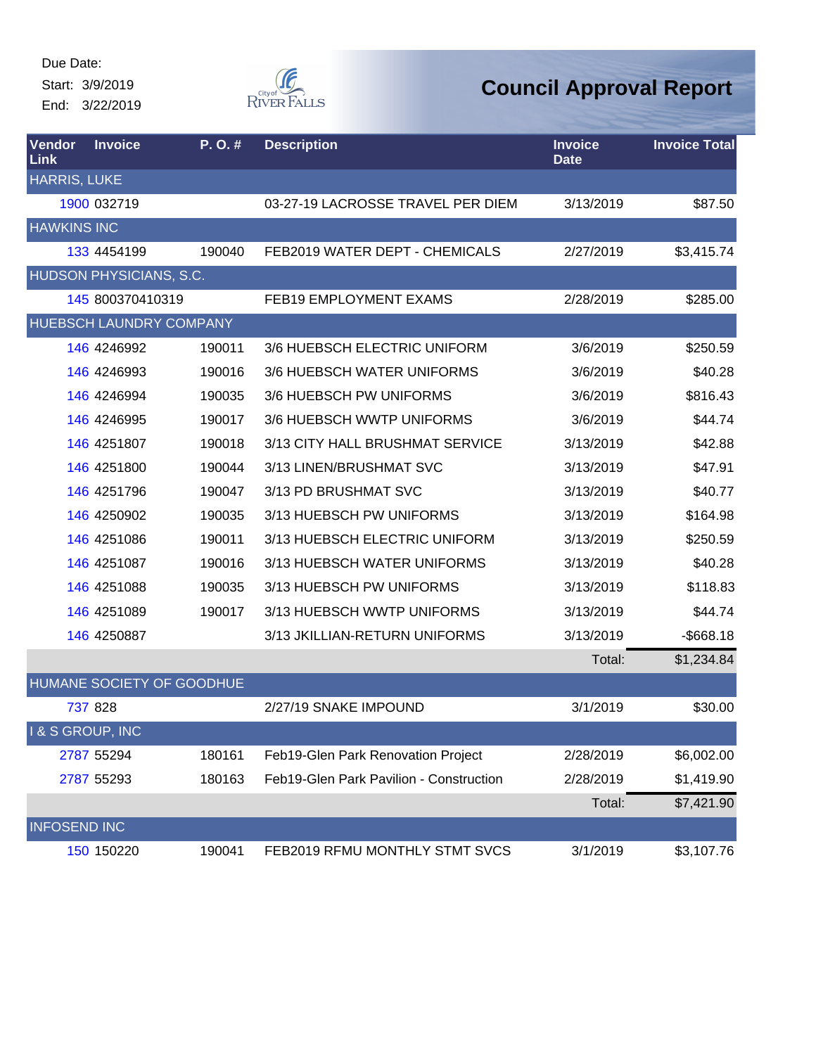Due Date:
Start: 3/9/2019
End: 3/22/2019

City of River Falls

# Council Approval Report

| Vendor Link | Invoice | P. O. # | Description | Invoice Date | Invoice Total |
|---|---|---|---|---|---|
| HARRIS, LUKE | | | | | |
| 1900 | 032719 | | 03-27-19 LACROSSE TRAVEL PER DIEM | 3/13/2019 | $87.50 |
| HAWKINS INC | | | | | |
| 133 | 4454199 | 190040 | FEB2019 WATER DEPT - CHEMICALS | 2/27/2019 | $3,415.74 |
| HUDSON PHYSICIANS, S.C. | | | | | |
| 145 | 800370410319 | | FEB19 EMPLOYMENT EXAMS | 2/28/2019 | $285.00 |
| HUEBSCH LAUNDRY COMPANY | | | | | |
| 146 | 4246992 | 190011 | 3/6 HUEBSCH ELECTRIC UNIFORM | 3/6/2019 | $250.59 |
| 146 | 4246993 | 190016 | 3/6 HUEBSCH WATER UNIFORMS | 3/6/2019 | $40.28 |
| 146 | 4246994 | 190035 | 3/6 HUEBSCH PW UNIFORMS | 3/6/2019 | $816.43 |
| 146 | 4246995 | 190017 | 3/6 HUEBSCH WWTP UNIFORMS | 3/6/2019 | $44.74 |
| 146 | 4251807 | 190018 | 3/13 CITY HALL BRUSHMAT SERVICE | 3/13/2019 | $42.88 |
| 146 | 4251800 | 190044 | 3/13 LINEN/BRUSHMAT SVC | 3/13/2019 | $47.91 |
| 146 | 4251796 | 190047 | 3/13 PD BRUSHMAT SVC | 3/13/2019 | $40.77 |
| 146 | 4250902 | 190035 | 3/13 HUEBSCH PW UNIFORMS | 3/13/2019 | $164.98 |
| 146 | 4251086 | 190011 | 3/13 HUEBSCH ELECTRIC UNIFORM | 3/13/2019 | $250.59 |
| 146 | 4251087 | 190016 | 3/13 HUEBSCH WATER UNIFORMS | 3/13/2019 | $40.28 |
| 146 | 4251088 | 190035 | 3/13 HUEBSCH PW UNIFORMS | 3/13/2019 | $118.83 |
| 146 | 4251089 | 190017 | 3/13 HUEBSCH WWTP UNIFORMS | 3/13/2019 | $44.74 |
| 146 | 4250887 | | 3/13 JKILLIAN-RETURN UNIFORMS | 3/13/2019 | -$668.18 |
| | | | | Total: | $1,234.84 |
| HUMANE SOCIETY OF GOODHUE | | | | | |
| 737 | 828 | | 2/27/19 SNAKE IMPOUND | 3/1/2019 | $30.00 |
| I & S GROUP, INC | | | | | |
| 2787 | 55294 | 180161 | Feb19-Glen Park Renovation Project | 2/28/2019 | $6,002.00 |
| 2787 | 55293 | 180163 | Feb19-Glen Park Pavilion - Construction | 2/28/2019 | $1,419.90 |
| | | | | Total: | $7,421.90 |
| INFOSEND INC | | | | | |
| 150 | 150220 | 190041 | FEB2019 RFMU MONTHLY STMT SVCS | 3/1/2019 | $3,107.76 |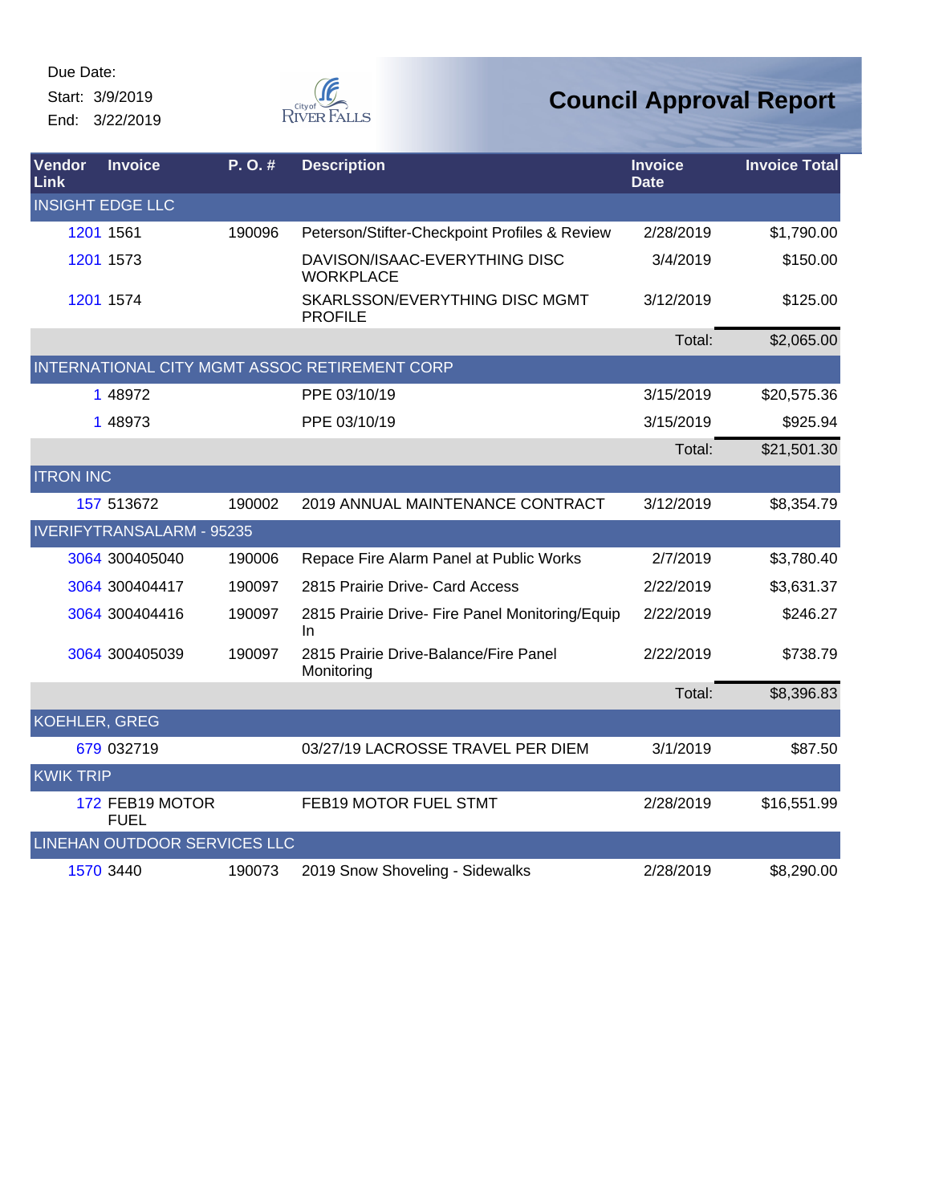Due Date:
Start: 3/9/2019
End: 3/22/2019

# Council Approval Report

| Vendor Link | Invoice | P. O. # | Description | Invoice Date | Invoice Total |
|---|---|---|---|---|---|
| INSIGHT EDGE LLC | | | | | |
| 1201 | 1561 | 190096 | Peterson/Stifter-Checkpoint Profiles & Review | 2/28/2019 | $1,790.00 |
| 1201 | 1573 | | DAVISON/ISAAC-EVERYTHING DISC WORKPLACE | 3/4/2019 | $150.00 |
| 1201 | 1574 | | SKARLSSON/EVERYTHING DISC MGMT PROFILE | 3/12/2019 | $125.00 |
| | | | | Total: | $2,065.00 |
| INTERNATIONAL CITY MGMT ASSOC RETIREMENT CORP | | | | | |
| 1 | 48972 | | PPE 03/10/19 | 3/15/2019 | $20,575.36 |
| 1 | 48973 | | PPE 03/10/19 | 3/15/2019 | $925.94 |
| | | | | Total: | $21,501.30 |
| ITRON INC | | | | | |
| 157 | 513672 | 190002 | 2019 ANNUAL MAINTENANCE CONTRACT | 3/12/2019 | $8,354.79 |
| IVERIFYTRANSALARM - 95235 | | | | | |
| 3064 | 300405040 | 190006 | Repace Fire Alarm Panel at Public Works | 2/7/2019 | $3,780.40 |
| 3064 | 300404417 | 190097 | 2815 Prairie Drive- Card Access | 2/22/2019 | $3,631.37 |
| 3064 | 300404416 | 190097 | 2815 Prairie Drive- Fire Panel Monitoring/Equip In | 2/22/2019 | $246.27 |
| 3064 | 300405039 | 190097 | 2815 Prairie Drive-Balance/Fire Panel Monitoring | 2/22/2019 | $738.79 |
| | | | | Total: | $8,396.83 |
| KOEHLER, GREG | | | | | |
| 679 | 032719 | | 03/27/19 LACROSSE TRAVEL PER DIEM | 3/1/2019 | $87.50 |
| KWIK TRIP | | | | | |
| 172 | FEB19 MOTOR FUEL | | FEB19 MOTOR FUEL STMT | 2/28/2019 | $16,551.99 |
| LINEHAN OUTDOOR SERVICES LLC | | | | | |
| 1570 | 3440 | 190073 | 2019 Snow Shoveling - Sidewalks | 2/28/2019 | $8,290.00 |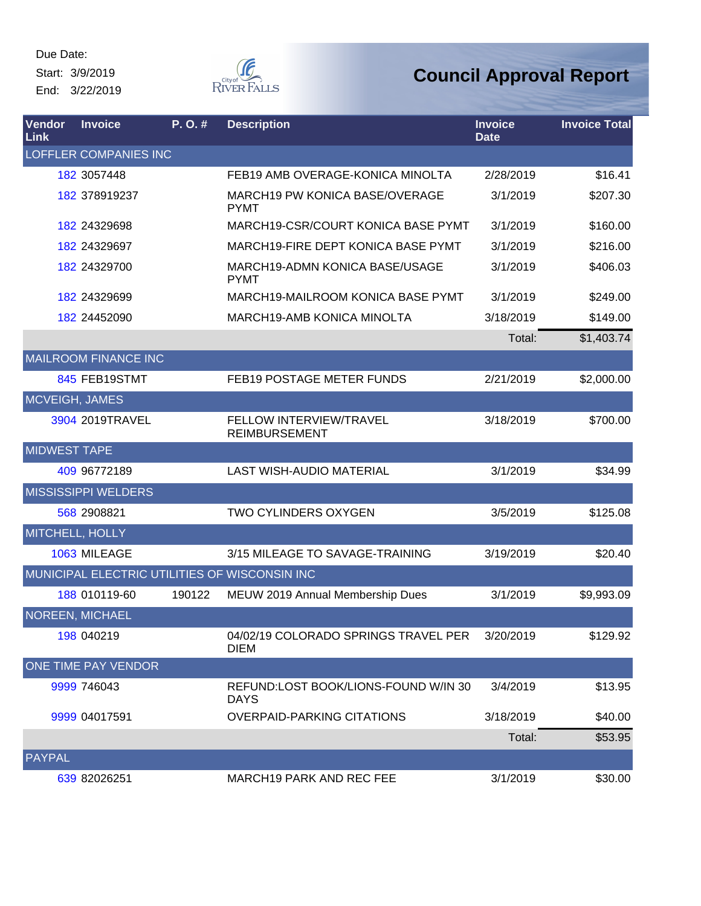Due Date:
Start: 3/9/2019
End: 3/22/2019

City of River Falls

# Council Approval Report

| Vendor Link | Invoice | P. O. # | Description | Invoice Date | Invoice Total |
|---|---|---|---|---|---|
| LOFFLER COMPANIES INC | | | | | |
| 182 | 3057448 | | FEB19 AMB OVERAGE-KONICA MINOLTA | 2/28/2019 | $16.41 |
| 182 | 378919237 | | MARCH19 PW KONICA BASE/OVERAGE PYMT | 3/1/2019 | $207.30 |
| 182 | 24329698 | | MARCH19-CSR/COURT KONICA BASE PYMT | 3/1/2019 | $160.00 |
| 182 | 24329697 | | MARCH19-FIRE DEPT KONICA BASE PYMT | 3/1/2019 | $216.00 |
| 182 | 24329700 | | MARCH19-ADMN KONICA BASE/USAGE PYMT | 3/1/2019 | $406.03 |
| 182 | 24329699 | | MARCH19-MAILROOM KONICA BASE PYMT | 3/1/2019 | $249.00 |
| 182 | 24452090 | | MARCH19-AMB KONICA MINOLTA | 3/18/2019 | $149.00 |
| | | | | Total: | $1,403.74 |
| MAILROOM FINANCE INC | | | | | |
| 845 | FEB19STMT | | FEB19 POSTAGE METER FUNDS | 2/21/2019 | $2,000.00 |
| MCVEIGH, JAMES | | | | | |
| 3904 | 2019TRAVEL | | FELLOW INTERVIEW/TRAVEL REIMBURSEMENT | 3/18/2019 | $700.00 |
| MIDWEST TAPE | | | | | |
| 409 | 96772189 | | LAST WISH-AUDIO MATERIAL | 3/1/2019 | $34.99 |
| MISSISSIPPI WELDERS | | | | | |
| 568 | 2908821 | | TWO CYLINDERS OXYGEN | 3/5/2019 | $125.08 |
| MITCHELL, HOLLY | | | | | |
| 1063 | MILEAGE | | 3/15 MILEAGE TO SAVAGE-TRAINING | 3/19/2019 | $20.40 |
| MUNICIPAL ELECTRIC UTILITIES OF WISCONSIN INC | | | | | |
| 188 | 010119-60 | 190122 | MEUW 2019 Annual Membership Dues | 3/1/2019 | $9,993.09 |
| NOREEN, MICHAEL | | | | | |
| 198 | 040219 | | 04/02/19 COLORADO SPRINGS TRAVEL PER DIEM | 3/20/2019 | $129.92 |
| ONE TIME PAY VENDOR | | | | | |
| 9999 | 746043 | | REFUND:LOST BOOK/LIONS-FOUND W/IN 30 DAYS | 3/4/2019 | $13.95 |
| 9999 | 04017591 | | OVERPAID-PARKING CITATIONS | 3/18/2019 | $40.00 |
| | | | | Total: | $53.95 |
| PAYPAL | | | | | |
| 639 | 82026251 | | MARCH19 PARK AND REC FEE | 3/1/2019 | $30.00 |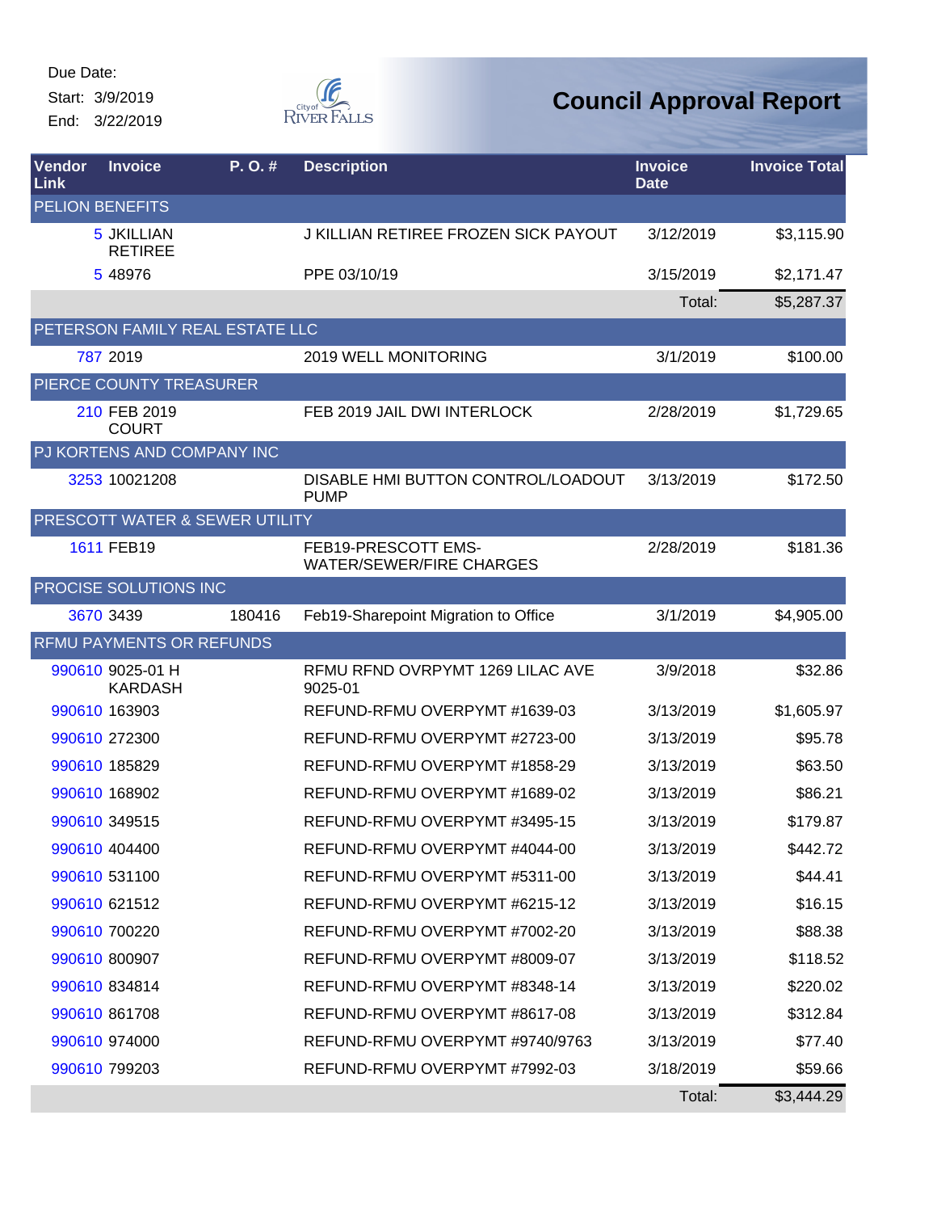Due Date:
Start: 3/9/2019
End: 3/22/2019

City of River Falls

# Council Approval Report

| Vendor Link | Invoice | P. O. # | Description | Invoice Date | Invoice Total |
|---|---|---|---|---|---|
| PELION BENEFITS | | | | | |
| 5 | JKILLIAN RETIREE | | J KILLIAN RETIREE FROZEN SICK PAYOUT | 3/12/2019 | $3,115.90 |
| 5 | 48976 | | PPE 03/10/19 | 3/15/2019 | $2,171.47 |
| | | | | Total: | $5,287.37 |
| PETERSON FAMILY REAL ESTATE LLC | | | | | |
| 787 | 2019 | | 2019 WELL MONITORING | 3/1/2019 | $100.00 |
| PIERCE COUNTY TREASURER | | | | | |
| 210 | FEB 2019 COURT | | FEB 2019 JAIL DWI INTERLOCK | 2/28/2019 | $1,729.65 |
| PJ KORTENS AND COMPANY INC | | | | | |
| 3253 | 10021208 | | DISABLE HMI BUTTON CONTROL/LOADOUT PUMP | 3/13/2019 | $172.50 |
| PRESCOTT WATER & SEWER UTILITY | | | | | |
| 1611 | FEB19 | | FEB19-PRESCOTT EMS-WATER/SEWER/FIRE CHARGES | 2/28/2019 | $181.36 |
| PROCISE SOLUTIONS INC | | | | | |
| 3670 | 3439 | 180416 | Feb19-Sharepoint Migration to Office | 3/1/2019 | $4,905.00 |
| RFMU PAYMENTS OR REFUNDS | | | | | |
| 990610 | 9025-01 H KARDASH | | RFMU RFND OVRPYMT 1269 LILAC AVE 9025-01 | 3/9/2018 | $32.86 |
| 990610 | 163903 | | REFUND-RFMU OVERPYMT #1639-03 | 3/13/2019 | $1,605.97 |
| 990610 | 272300 | | REFUND-RFMU OVERPYMT #2723-00 | 3/13/2019 | $95.78 |
| 990610 | 185829 | | REFUND-RFMU OVERPYMT #1858-29 | 3/13/2019 | $63.50 |
| 990610 | 168902 | | REFUND-RFMU OVERPYMT #1689-02 | 3/13/2019 | $86.21 |
| 990610 | 349515 | | REFUND-RFMU OVERPYMT #3495-15 | 3/13/2019 | $179.87 |
| 990610 | 404400 | | REFUND-RFMU OVERPYMT #4044-00 | 3/13/2019 | $442.72 |
| 990610 | 531100 | | REFUND-RFMU OVERPYMT #5311-00 | 3/13/2019 | $44.41 |
| 990610 | 621512 | | REFUND-RFMU OVERPYMT #6215-12 | 3/13/2019 | $16.15 |
| 990610 | 700220 | | REFUND-RFMU OVERPYMT #7002-20 | 3/13/2019 | $88.38 |
| 990610 | 800907 | | REFUND-RFMU OVERPYMT #8009-07 | 3/13/2019 | $118.52 |
| 990610 | 834814 | | REFUND-RFMU OVERPYMT #8348-14 | 3/13/2019 | $220.02 |
| 990610 | 861708 | | REFUND-RFMU OVERPYMT #8617-08 | 3/13/2019 | $312.84 |
| 990610 | 974000 | | REFUND-RFMU OVERPYMT #9740/9763 | 3/13/2019 | $77.40 |
| 990610 | 799203 | | REFUND-RFMU OVERPYMT #7992-03 | 3/18/2019 | $59.66 |
| | | | | Total: | $3,444.29 |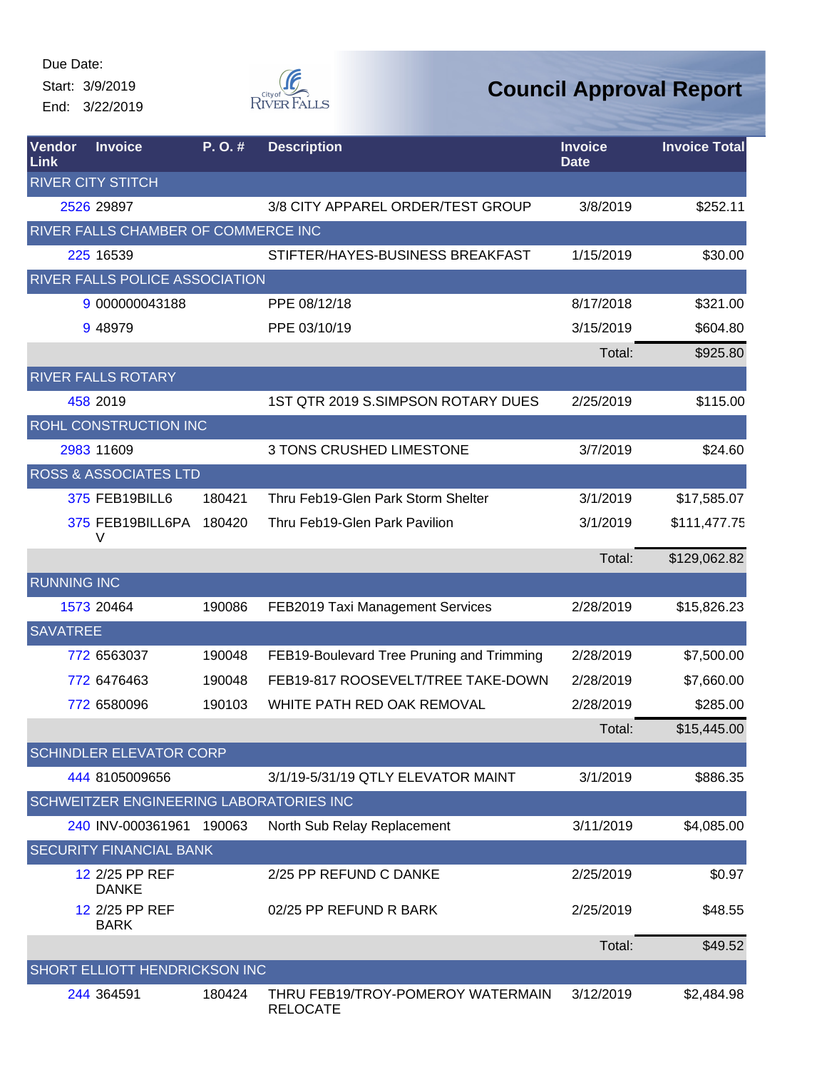Due Date:

Start: 3/9/2019

End: 3/22/2019

# Council Approval Report

| Vendor Link | Invoice | P. O. # | Description | Invoice Date | Invoice Total |
|---|---|---|---|---|---|
| RIVER CITY STITCH | | | | | |
| 2526 | 29897 | | 3/8 CITY APPAREL ORDER/TEST GROUP | 3/8/2019 | $252.11 |
| RIVER FALLS CHAMBER OF COMMERCE INC | | | | | |
| 225 | 16539 | | STIFTER/HAYES-BUSINESS BREAKFAST | 1/15/2019 | $30.00 |
| RIVER FALLS POLICE ASSOCIATION | | | | | |
| 9 | 000000043188 | | PPE 08/12/18 | 8/17/2018 | $321.00 |
| 9 | 48979 | | PPE 03/10/19 | 3/15/2019 | $604.80 |
| | | | | Total: | $925.80 |
| RIVER FALLS ROTARY | | | | | |
| 458 | 2019 | | 1ST QTR 2019 S.SIMPSON ROTARY DUES | 2/25/2019 | $115.00 |
| ROHL CONSTRUCTION INC | | | | | |
| 2983 | 11609 | | 3 TONS CRUSHED LIMESTONE | 3/7/2019 | $24.60 |
| ROSS & ASSOCIATES LTD | | | | | |
| 375 | FEB19BILL6 | 180421 | Thru Feb19-Glen Park Storm Shelter | 3/1/2019 | $17,585.07 |
| 375 | FEB19BILL6PAV | 180420 | Thru Feb19-Glen Park Pavilion | 3/1/2019 | $111,477.75 |
| | | | | Total: | $129,062.82 |
| RUNNING INC | | | | | |
| 1573 | 20464 | 190086 | FEB2019 Taxi Management Services | 2/28/2019 | $15,826.23 |
| SAVATREE | | | | | |
| 772 | 6563037 | 190048 | FEB19-Boulevard Tree Pruning and Trimming | 2/28/2019 | $7,500.00 |
| 772 | 6476463 | 190048 | FEB19-817 ROOSEVELT/TREE TAKE-DOWN | 2/28/2019 | $7,660.00 |
| 772 | 6580096 | 190103 | WHITE PATH RED OAK REMOVAL | 2/28/2019 | $285.00 |
| | | | | Total: | $15,445.00 |
| SCHINDLER ELEVATOR CORP | | | | | |
| 444 | 8105009656 | | 3/1/19-5/31/19 QTLY ELEVATOR MAINT | 3/1/2019 | $886.35 |
| SCHWEITZER ENGINEERING LABORATORIES INC | | | | | |
| 240 | INV-000361961 | 190063 | North Sub Relay Replacement | 3/11/2019 | $4,085.00 |
| SECURITY FINANCIAL BANK | | | | | |
| 12 | 2/25 PP REF DANKE | | 2/25 PP REFUND C DANKE | 2/25/2019 | $0.97 |
| 12 | 2/25 PP REF BARK | | 02/25 PP REFUND R BARK | 2/25/2019 | $48.55 |
| | | | | Total: | $49.52 |
| SHORT ELLIOTT HENDRICKSON INC | | | | | |
| 244 | 364591 | 180424 | THRU FEB19/TROY-POMEROY WATERMAIN RELOCATE | 3/12/2019 | $2,484.98 |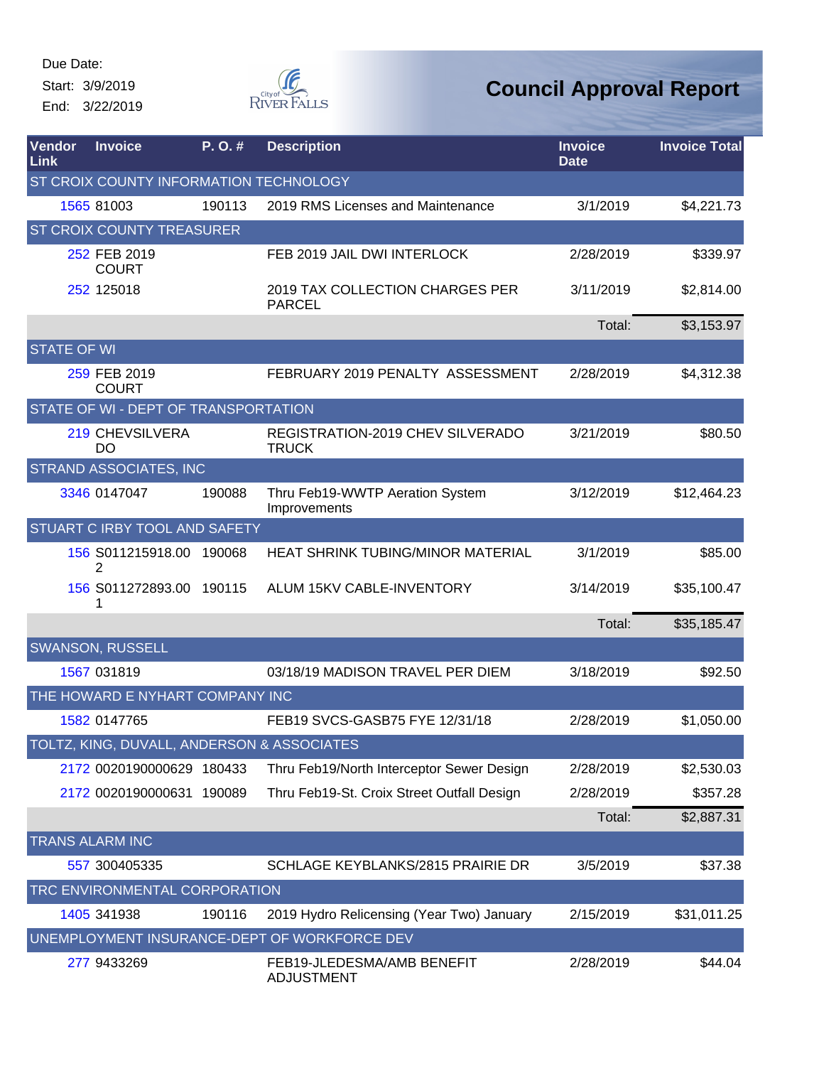Due Date:
Start: 3/9/2019
End: 3/22/2019

City of River Falls

# Council Approval Report

| Vendor Link | Invoice | P. O. # | Description | Invoice Date | Invoice Total |
|---|---|---|---|---|---|
| ST CROIX COUNTY INFORMATION TECHNOLOGY | | | | | |
| 1565 | 81003 | 190113 | 2019 RMS Licenses and Maintenance | 3/1/2019 | $4,221.73 |
| ST CROIX COUNTY TREASURER | | | | | |
| 252 | FEB 2019 COURT | | FEB 2019 JAIL DWI INTERLOCK | 2/28/2019 | $339.97 |
| 252 | 125018 | | 2019 TAX COLLECTION CHARGES PER PARCEL | 3/11/2019 | $2,814.00 |
| | | | | Total: | $3,153.97 |
| STATE OF WI | | | | | |
| 259 | FEB 2019 COURT | | FEBRUARY 2019 PENALTY ASSESSMENT | 2/28/2019 | $4,312.38 |
| STATE OF WI - DEPT OF TRANSPORTATION | | | | | |
| 219 | CHEVSILVERA DO | | REGISTRATION-2019 CHEV SILVERADO TRUCK | 3/21/2019 | $80.50 |
| STRAND ASSOCIATES, INC | | | | | |
| 3346 | 0147047 | 190088 | Thru Feb19-WWTP Aeration System Improvements | 3/12/2019 | $12,464.23 |
| STUART C IRBY TOOL AND SAFETY | | | | | |
| 156 | S011215918.002 | 190068 | HEAT SHRINK TUBING/MINOR MATERIAL | 3/1/2019 | $85.00 |
| 156 | S011272893.001 | 190115 | ALUM 15KV CABLE-INVENTORY | 3/14/2019 | $35,100.47 |
| | | | | Total: | $35,185.47 |
| SWANSON, RUSSELL | | | | | |
| 1567 | 031819 | | 03/18/19 MADISON TRAVEL PER DIEM | 3/18/2019 | $92.50 |
| THE HOWARD E NYHART COMPANY INC | | | | | |
| 1582 | 0147765 | | FEB19 SVCS-GASB75 FYE 12/31/18 | 2/28/2019 | $1,050.00 |
| TOLTZ, KING, DUVALL, ANDERSON & ASSOCIATES | | | | | |
| 2172 | 0020190000629 | 180433 | Thru Feb19/North Interceptor Sewer Design | 2/28/2019 | $2,530.03 |
| 2172 | 0020190000631 | 190089 | Thru Feb19-St. Croix Street Outfall Design | 2/28/2019 | $357.28 |
| | | | | Total: | $2,887.31 |
| TRANS ALARM INC | | | | | |
| 557 | 300405335 | | SCHLAGE KEYBLANKS/2815 PRAIRIE DR | 3/5/2019 | $37.38 |
| TRC ENVIRONMENTAL CORPORATION | | | | | |
| 1405 | 341938 | 190116 | 2019 Hydro Relicensing (Year Two) January | 2/15/2019 | $31,011.25 |
| UNEMPLOYMENT INSURANCE-DEPT OF WORKFORCE DEV | | | | | |
| 277 | 9433269 | | FEB19-JLEDESMA/AMB BENEFIT ADJUSTMENT | 2/28/2019 | $44.04 |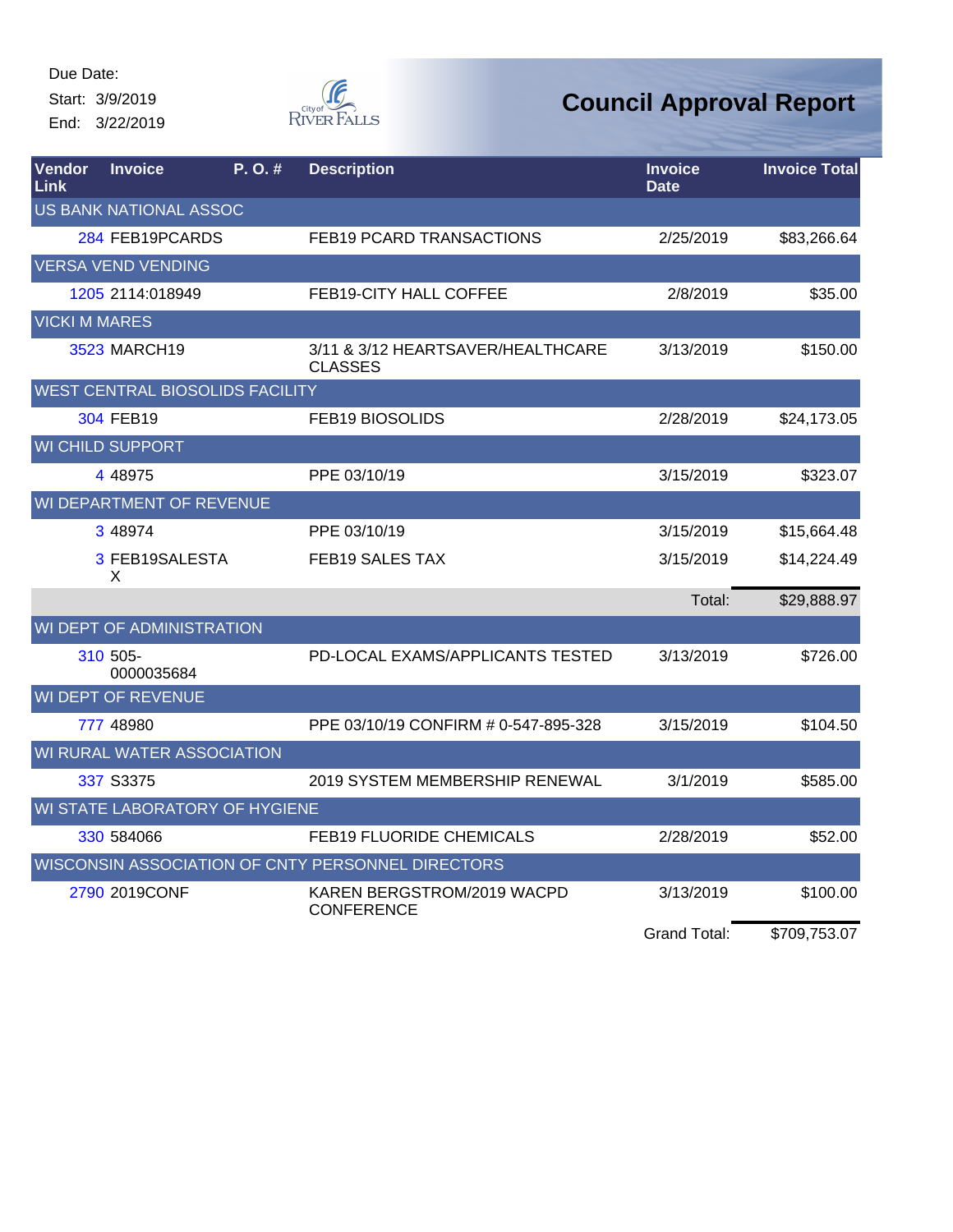Due Date:
Start: 3/9/2019
End: 3/22/2019

City of River Falls

# Council Approval Report

| Vendor Link | Invoice | P. O. # | Description | Invoice Date | Invoice Total |
|---|---|---|---|---|---|
| US BANK NATIONAL ASSOC | | | | | |
| 284 | FEB19PCARDS | | FEB19 PCARD TRANSACTIONS | 2/25/2019 | $83,266.64 |
| VERSA VEND VENDING | | | | | |
| 1205 | 2114:018949 | | FEB19-CITY HALL COFFEE | 2/8/2019 | $35.00 |
| VICKI M MARES | | | | | |
| 3523 | MARCH19 | | 3/11 & 3/12 HEARTSAVER/HEALTHCARE CLASSES | 3/13/2019 | $150.00 |
| WEST CENTRAL BIOSOLIDS FACILITY | | | | | |
| 304 | FEB19 | | FEB19 BIOSOLIDS | 2/28/2019 | $24,173.05 |
| WI CHILD SUPPORT | | | | | |
| 4 | 48975 | | PPE 03/10/19 | 3/15/2019 | $323.07 |
| WI DEPARTMENT OF REVENUE | | | | | |
| 3 | 48974 | | PPE 03/10/19 | 3/15/2019 | $15,664.48 |
| 3 | FEB19SALESTAX | | FEB19 SALES TAX | 3/15/2019 | $14,224.49 |
| | | | | Total: | $29,888.97 |
| WI DEPT OF ADMINISTRATION | | | | | |
| 310 | 505-0000035684 | | PD-LOCAL EXAMS/APPLICANTS TESTED | 3/13/2019 | $726.00 |
| WI DEPT OF REVENUE | | | | | |
| 777 | 48980 | | PPE 03/10/19 CONFIRM # 0-547-895-328 | 3/15/2019 | $104.50 |
| WI RURAL WATER ASSOCIATION | | | | | |
| 337 | S3375 | | 2019 SYSTEM MEMBERSHIP RENEWAL | 3/1/2019 | $585.00 |
| WI STATE LABORATORY OF HYGIENE | | | | | |
| 330 | 584066 | | FEB19 FLUORIDE CHEMICALS | 2/28/2019 | $52.00 |
| WISCONSIN ASSOCIATION OF CNTY PERSONNEL DIRECTORS | | | | | |
| 2790 | 2019CONF | | KAREN BERGSTROM/2019 WACPD CONFERENCE | 3/13/2019 | $100.00 |
| | | | | Grand Total: | $709,753.07 |